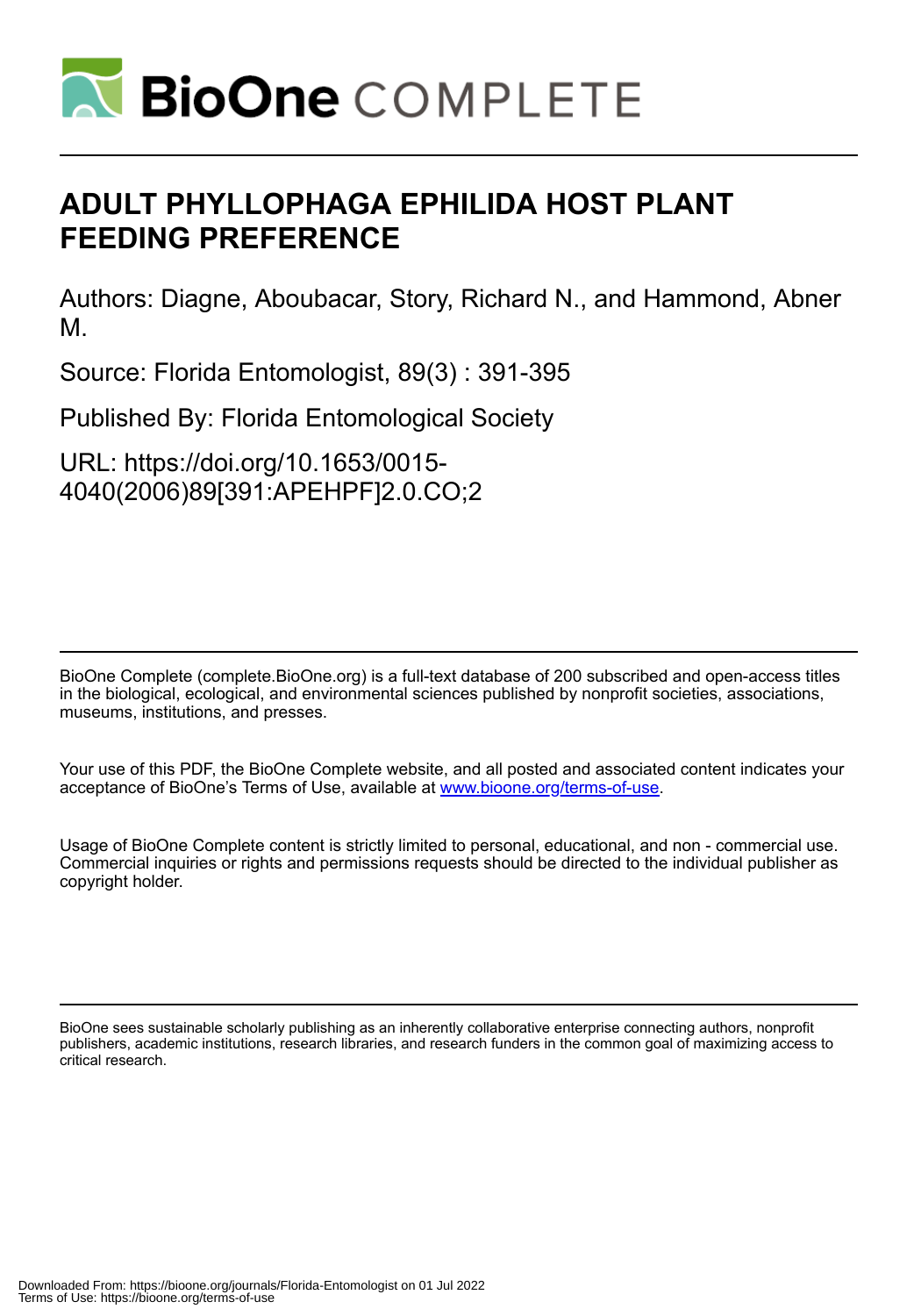# ADULT PHYLLOPHAGA EPHILIDA HOST PLANT FEEDING PREFERENCE

Authors: Diagne, Aboubacar, Story, Richard N., and Hammond, Abner M.

Source: Florida Entomologist, 89(3) : 391-395

Published By: Florida Entomological Society

URL: https://doi.org/10.1653/0015-4040(2006)89[391:APEHPF]2.0.CO;2

BioOne Complete (complete.BioOne.org) is a full-text database of 200 subscribed and open-access titles in the biological, ecological, and environmental sciences published by nonprofit societies, associations, museums, institutions, and presses.

Your use of this PDF, the BioOne Complete website, and all posted and associated content indicates your acceptance of BioOne's Terms of Use, available at www.bioone.org/terms-of-use.

Usage of BioOne Complete content is strictly limited to personal, educational, and non - commercial use. Commercial inquiries or rights and permissions requests should be directed to the individual publisher as copyright holder.

BioOne sees sustainable scholarly publishing as an inherently collaborative enterprise connecting authors, nonprofit publishers, academic institutions, research libraries, and research funders in the common goal of maximizing access to critical research.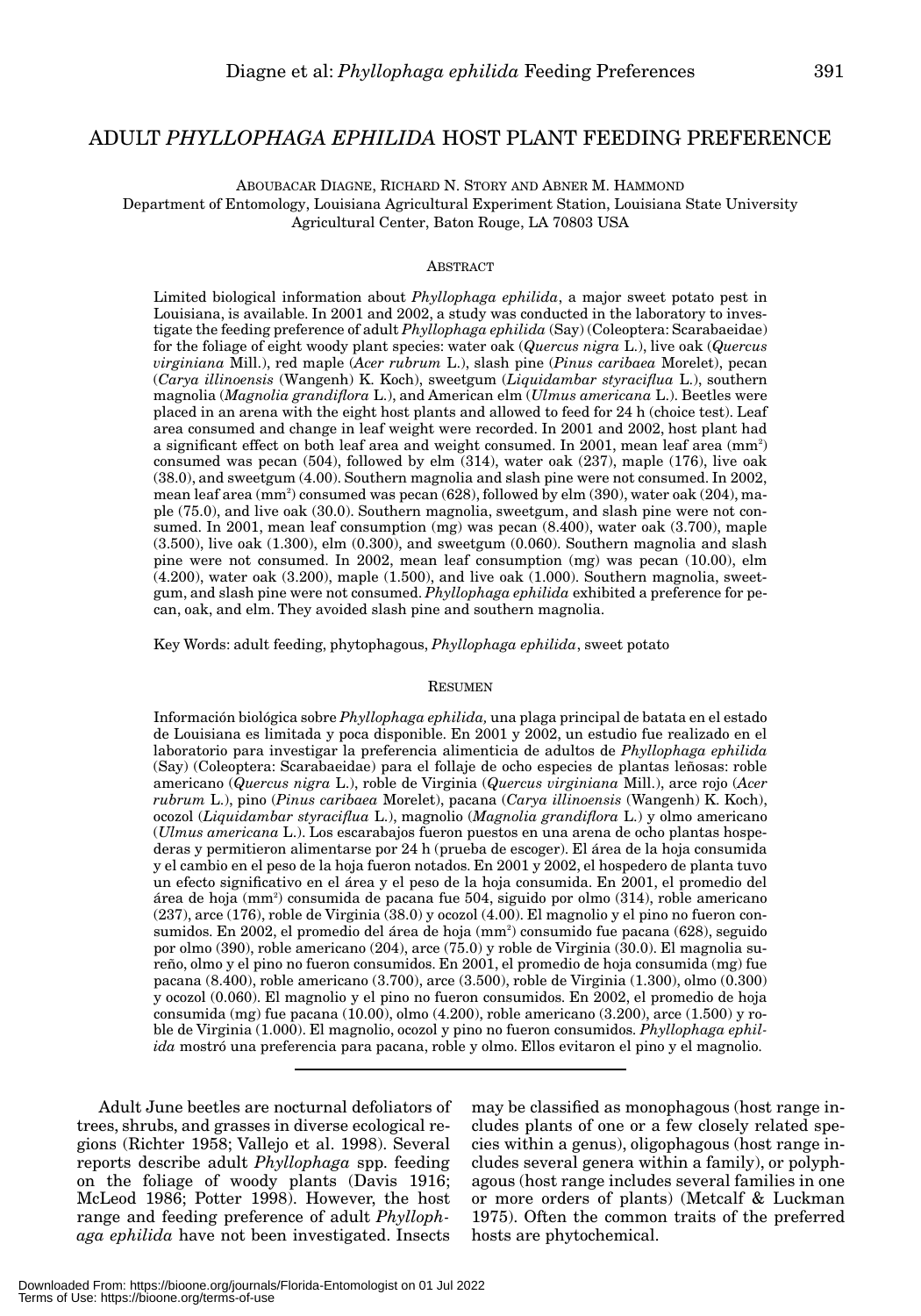# ADULT *PHYLLOPHAGA EPHILIDA* HOST PLANT FEEDING PREFERENCE

ABOUBACAR DIAGNE, RICHARD N. STORY AND ABNER M. HAMMOND
Department of Entomology, Louisiana Agricultural Experiment Station, Louisiana State University Agricultural Center, Baton Rouge, LA 70803 USA

## ABSTRACT

Limited biological information about *Phyllophaga ephilida*, a major sweet potato pest in Louisiana, is available. In 2001 and 2002, a study was conducted in the laboratory to investigate the feeding preference of adult *Phyllophaga ephilida* (Say) (Coleoptera: Scarabaeidae) for the foliage of eight woody plant species: water oak (*Quercus nigra* L.), live oak (*Quercus virginiana* Mill.), red maple (*Acer rubrum* L.), slash pine (*Pinus caribaea* Morelet), pecan (*Carya illinoensis* (Wangenh) K. Koch), sweetgum (*Liquidambar styraciflua* L.), southern magnolia (*Magnolia grandiflora* L.), and American elm (*Ulmus americana* L.). Beetles were placed in an arena with the eight host plants and allowed to feed for 24 h (choice test). Leaf area consumed and change in leaf weight were recorded. In 2001 and 2002, host plant had a significant effect on both leaf area and weight consumed. In 2001, mean leaf area ($mm^2$) consumed was pecan (504), followed by elm (314), water oak (237), maple (176), live oak (38.0), and sweetgum (4.00). Southern magnolia and slash pine were not consumed. In 2002, mean leaf area ($mm^2$) consumed was pecan (628), followed by elm (390), water oak (204), maple (75.0), and live oak (30.0). Southern magnolia, sweetgum, and slash pine were not consumed. In 2001, mean leaf consumption (mg) was pecan (8.400), water oak (3.700), maple (3.500), live oak (1.300), elm (0.300), and sweetgum (0.060). Southern magnolia and slash pine were not consumed. In 2002, mean leaf consumption (mg) was pecan (10.00), elm (4.200), water oak (3.200), maple (1.500), and live oak (1.000). Southern magnolia, sweetgum, and slash pine were not consumed. *Phyllophaga ephilida* exhibited a preference for pecan, oak, and elm. They avoided slash pine and southern magnolia.

Key Words: adult feeding, phytophagous, *Phyllophaga ephilida*, sweet potato

## RESUMEN

Información biológica sobre *Phyllophaga ephilida,* una plaga principal de batata en el estado de Louisiana es limitada y poca disponible. En 2001 y 2002, un estudio fue realizado en el laboratorio para investigar la preferencia alimenticia de adultos de *Phyllophaga ephilida* (Say) (Coleoptera: Scarabaeidae) para el follaje de ocho especies de plantas leñosas: roble americano (*Quercus nigra* L.), roble de Virginia (*Quercus virginiana* Mill.), arce rojo (*Acer rubrum* L.), pino (*Pinus caribaea* Morelet), pacana (*Carya illinoensis* (Wangenh) K. Koch), ocozol (*Liquidambar styraciflua* L.), magnolio (*Magnolia grandiflora* L.) y olmo americano (*Ulmus americana* L.). Los escarabajos fueron puestos en una arena de ocho plantas hospederas y permitieron alimentarse por 24 h (prueba de escoger). El área de la hoja consumida y el cambio en el peso de la hoja fueron notados. En 2001 y 2002, el hospedero de planta tuvo un efecto significativo en el área y el peso de la hoja consumida. En 2001, el promedio del área de hoja ($mm^2$) consumida de pacana fue 504, siguido por olmo (314), roble americano (237), arce (176), roble de Virginia (38.0) y ocozol (4.00). El magnolio y el pino no fueron consumidos. En 2002, el promedio del área de hoja ($mm^2$) consumido fue pacana (628), seguido por olmo (390), roble americano (204), arce (75.0) y roble de Virginia (30.0). El magnolia sureño, olmo y el pino no fueron consumidos. En 2001, el promedio de hoja consumida (mg) fue pacana (8.400), roble americano (3.700), arce (3.500), roble de Virginia (1.300), olmo (0.300) y ocozol (0.060). El magnolio y el pino no fueron consumidos. En 2002, el promedio de hoja consumida (mg) fue pacana (10.00), olmo (4.200), roble americano (3.200), arce (1.500) y roble de Virginia (1.000). El magnolio, ocozol y pino no fueron consumidos. *Phyllophaga ephilida* mostró una preferencia para pacana, roble y olmo. Ellos evitaron el pino y el magnolio.

---

Adult June beetles are nocturnal defoliators of trees, shrubs, and grasses in diverse ecological regions (Richter 1958; Vallejo et al. 1998). Several reports describe adult *Phyllophaga* spp. feeding on the foliage of woody plants (Davis 1916; McLeod 1986; Potter 1998). However, the host range and feeding preference of adult *Phyllophaga ephilida* have not been investigated. Insects may be classified as monophagous (host range includes plants of one or a few closely related species within a genus), oligophagous (host range includes several genera within a family), or polyphagous (host range includes several families in one or more orders of plants) (Metcalf & Luckman 1975). Often the common traits of the preferred hosts are phytochemical.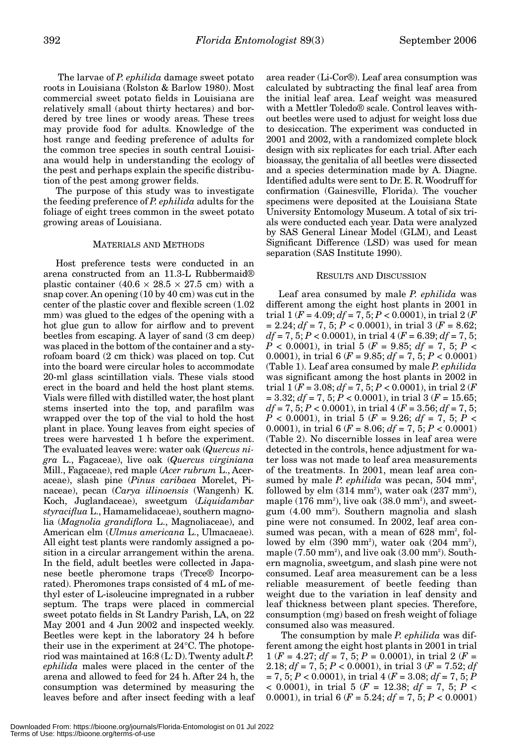The larvae of *P. ephilida* damage sweet potato roots in Louisiana (Rolston & Barlow 1980). Most commercial sweet potato fields in Louisiana are relatively small (about thirty hectares) and bordered by tree lines or woody areas. These trees may provide food for adults. Knowledge of the host range and feeding preference of adults for the common tree species in south central Louisiana would help in understanding the ecology of the pest and perhaps explain the specific distribution of the pest among grower fields.

The purpose of this study was to investigate the feeding preference of *P. ephilida* adults for the foliage of eight trees common in the sweet potato growing areas of Louisiana.

## MATERIALS AND METHODS

Host preference tests were conducted in an arena constructed from an 11.3-L Rubbermaid® plastic container ($40.6 \times 28.5 \times 27.5$ cm) with a snap cover. An opening (10 by 40 cm) was cut in the center of the plastic cover and flexible screen (1.02 mm) was glued to the edges of the opening with a hot glue gun to allow for airflow and to prevent beetles from escaping. A layer of sand (3 cm deep) was placed in the bottom of the container and a styrofoam board (2 cm thick) was placed on top. Cut into the board were circular holes to accommodate 20-ml glass scintillation vials. These vials stood erect in the board and held the host plant stems. Vials were filled with distilled water, the host plant stems inserted into the top, and parafilm was wrapped over the top of the vial to hold the host plant in place. Young leaves from eight species of trees were harvested 1 h before the experiment. The evaluated leaves were: water oak (*Quercus nigra* L., Fagaceae), live oak (*Quercus virginiana* Mill., Fagaceae), red maple (*Acer rubrum* L., Aceraceae), slash pine (*Pinus caribaea* Morelet, Pinaceae), pecan (*Carya illinoensis* (Wangenh) K. Koch, Juglandaceae), sweetgum (*Liquidambar styraciflua* L., Hamamelidaceae), southern magnolia (*Magnolia grandiflora* L., Magnoliaceae), and American elm (*Ulmus americana* L., Ulmacaeae). All eight test plants were randomly assigned a position in a circular arrangement within the arena. In the field, adult beetles were collected in Japanese beetle pheromone traps (Trece® Incorporated). Pheromones traps consisted of 4 mL of methyl ester of L-isoleucine impregnated in a rubber septum. The traps were placed in commercial sweet potato fields in St Landry Parish, LA, on 22 May 2001 and 4 Jun 2002 and inspected weekly. Beetles were kept in the laboratory 24 h before their use in the experiment at 24°C. The photoperiod was maintained at 16:8 (L: D). Twenty adult *P. ephilida* males were placed in the center of the arena and allowed to feed for 24 h. After 24 h, the consumption was determined by measuring the leaves before and after insect feeding with a leaf area reader (Li-Cor®). Leaf area consumption was calculated by subtracting the final leaf area from the initial leaf area. Leaf weight was measured with a Mettler Toledo® scale. Control leaves without beetles were used to adjust for weight loss due to desiccation. The experiment was conducted in 2001 and 2002, with a randomized complete block design with six replicates for each trial. After each bioassay, the genitalia of all beetles were dissected and a species determination made by A. Diagne. Identified adults were sent to Dr. E. R. Woodruff for confirmation (Gainesville, Florida). The voucher specimens were deposited at the Louisiana State University Entomology Museum. A total of six trials were conducted each year. Data were analyzed by SAS General Linear Model (GLM), and Least Significant Difference (LSD) was used for mean separation (SAS Institute 1990).

## RESULTS AND DISCUSSION

Leaf area consumed by male *P. ephilida* was different among the eight host plants in 2001 in trial 1 ($F = 4.09$; $df = 7, 5$; $P < 0.0001$), in trial 2 ($F = 2.24$; $df = 7, 5$; $P < 0.0001$), in trial 3 ($F = 8.62$; $df = 7, 5$; $P < 0.0001$), in trial 4 ($F = 6.39$; $df = 7, 5$; $P < 0.0001$), in trial 5 ($F = 9.85$; $df = 7, 5$; $P < 0.0001$), in trial 6 ($F = 9.85$; $df = 7, 5$; $P < 0.0001$) (Table 1). Leaf area consumed by male *P. ephilida* was significant among the host plants in 2002 in trial 1 ($F = 3.08$; $df = 7, 5$; $P < 0.0001$), in trial 2 ($F = 3.32$; $df = 7, 5$; $P < 0.0001$), in trial 3 ($F = 15.65$; $df = 7, 5$; $P < 0.0001$), in trial 4 ($F = 3.56$; $df = 7, 5$; $P < 0.0001$), in trial 5 ($F = 9.26$; $df = 7, 5$; $P < 0.0001$), in trial 6 ($F = 8.06$; $df = 7, 5$; $P < 0.0001$) (Table 2). No discernible losses in leaf area were detected in the controls, hence adjustment for water loss was not made to leaf area measurements of the treatments. In 2001, mean leaf area consumed by male *P. ephilida* was pecan, 504 mm$^2$, followed by elm (314 mm$^2$), water oak (237 mm$^2$), maple (176 mm$^2$), live oak (38.0 mm$^2$), and sweetgum (4.00 mm$^2$). Southern magnolia and slash pine were not consumed. In 2002, leaf area consumed was pecan, with a mean of 628 mm$^2$, followed by elm (390 mm$^2$), water oak (204 mm$^2$), maple (7.50 mm$^2$), and live oak (3.00 mm$^2$). Southern magnolia, sweetgum, and slash pine were not consumed. Leaf area measurement can be a less reliable measurement of beetle feeding than weight due to the variation in leaf density and leaf thickness between plant species. Therefore, consumption (mg) based on fresh weight of foliage consumed also was measured.

The consumption by male *P. ephilida* was different among the eight host plants in 2001 in trial 1 ($F = 4.27$; $df = 7, 5$; $P = 0.0001$), in trial 2 ($F = 2.18$; $df = 7, 5$; $P < 0.0001$), in trial 3 ($F = 7.52$; $df = 7, 5$; $P < 0.0001$), in trial 4 ($F = 3.08$; $df = 7, 5$; $P < 0.0001$), in trial 5 ($F = 12.38$; $df = 7, 5$; $P < 0.0001$), in trial 6 ($F = 5.24$; $df = 7, 5$; $P < 0.0001$)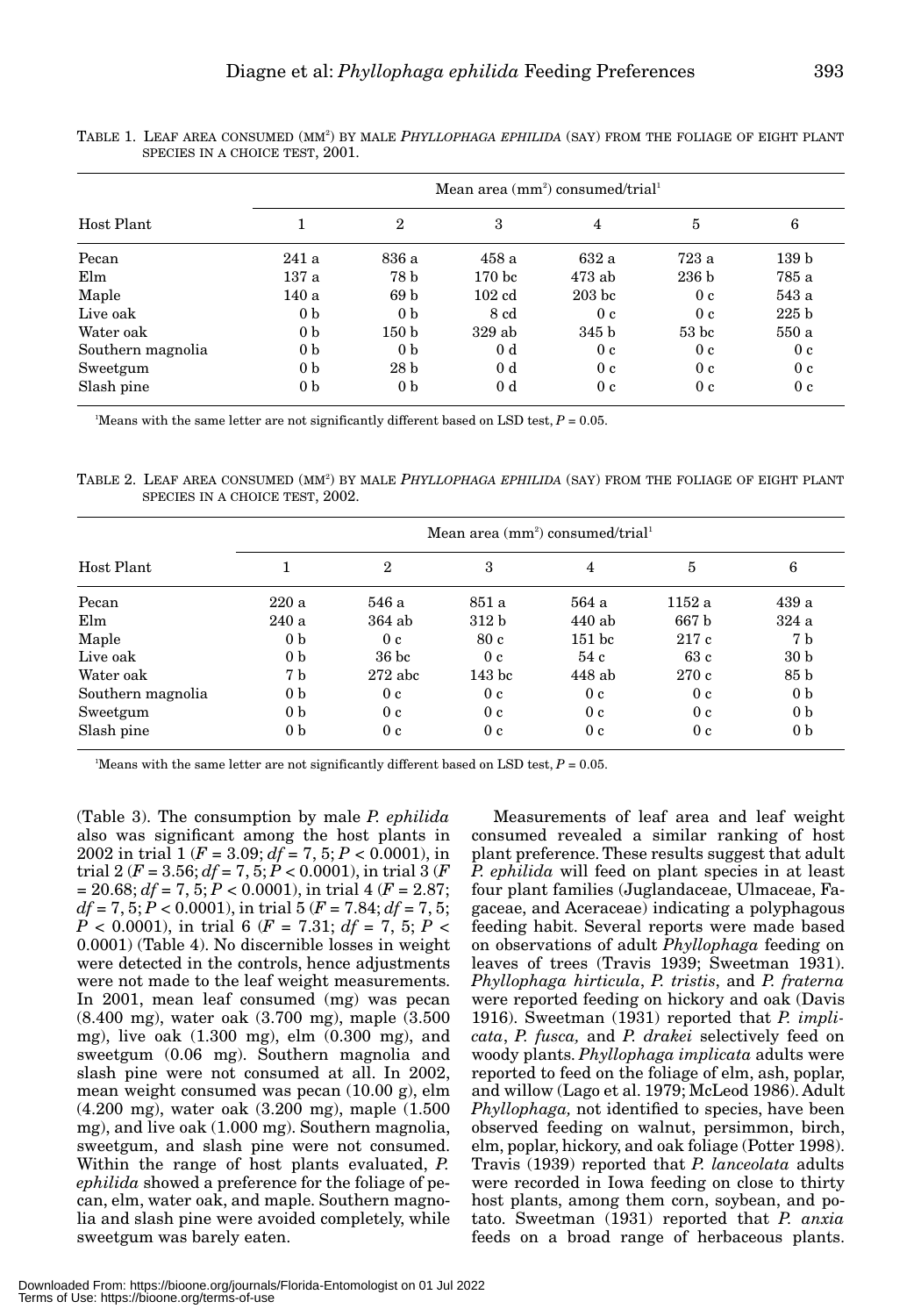TABLE 1. LEAF AREA CONSUMED ($MM^2$) BY MALE *PHYLLOPHAGA EPHILIDA* (SAY) FROM THE FOLIAGE OF EIGHT PLANT SPECIES IN A CHOICE TEST, 2001.

| Host Plant | Mean area ($mm^2$) consumed/trial[1] | | | | | |
|---|---|---|---|---|---|---|
| | 1 | 2 | 3 | 4 | 5 | 6 |
| Pecan | 241 a | 836 a | 458 a | 632 a | 723 a | 139 b |
| Elm | 137 a | 78 b | 170 bc | 473 ab | 236 b | 785 a |
| Maple | 140 a | 69 b | 102 cd | 203 bc | 0 c | 543 a |
| Live oak | 0 b | 0 b | 8 cd | 0 c | 0 c | 225 b |
| Water oak | 0 b | 150 b | 329 ab | 345 b | 53 bc | 550 a |
| Southern magnolia | 0 b | 0 b | 0 d | 0 c | 0 c | 0 c |
| Sweetgum | 0 b | 28 b | 0 d | 0 c | 0 c | 0 c |
| Slash pine | 0 b | 0 b | 0 d | 0 c | 0 c | 0 c |

[1]Means with the same letter are not significantly different based on LSD test, $P = 0.05$.

TABLE 2. LEAF AREA CONSUMED ($MM^2$) BY MALE *PHYLLOPHAGA EPHILIDA* (SAY) FROM THE FOLIAGE OF EIGHT PLANT SPECIES IN A CHOICE TEST, 2002.

| Host Plant | Mean area ($mm^2$) consumed/trial[1] | | | | | |
|---|---|---|---|---|---|---|
| | 1 | 2 | 3 | 4 | 5 | 6 |
| Pecan | 220 a | 546 a | 851 a | 564 a | 1152 a | 439 a |
| Elm | 240 a | 364 ab | 312 b | 440 ab | 667 b | 324 a |
| Maple | 0 b | 0 c | 80 c | 151 bc | 217 c | 7 b |
| Live oak | 0 b | 36 bc | 0 c | 54 c | 63 c | 30 b |
| Water oak | 7 b | 272 abc | 143 bc | 448 ab | 270 c | 85 b |
| Southern magnolia | 0 b | 0 c | 0 c | 0 c | 0 c | 0 b |
| Sweetgum | 0 b | 0 c | 0 c | 0 c | 0 c | 0 b |
| Slash pine | 0 b | 0 c | 0 c | 0 c | 0 c | 0 b |

[1]Means with the same letter are not significantly different based on LSD test, $P = 0.05$.

(Table 3). The consumption by male *P. ephilida* also was significant among the host plants in 2002 in trial 1 ($F = 3.09$; $df = 7, 5$; $P < 0.0001$), in trial 2 ($F = 3.56$; $df = 7, 5$; $P < 0.0001$), in trial 3 ($F = 20.68$; $df = 7, 5$; $P < 0.0001$), in trial 4 ($F = 2.87$; $df = 7, 5$; $P < 0.0001$), in trial 5 ($F = 7.84$; $df = 7, 5$; $P < 0.0001$), in trial 6 ($F = 7.31$; $df = 7, 5$; $P < 0.0001$) (Table 4). No discernible losses in weight were detected in the controls, hence adjustments were not made to the leaf weight measurements. In 2001, mean leaf consumed (mg) was pecan (8.400 mg), water oak (3.700 mg), maple (3.500 mg), live oak (1.300 mg), elm (0.300 mg), and sweetgum (0.06 mg). Southern magnolia and slash pine were not consumed at all. In 2002, mean weight consumed was pecan (10.00 g), elm (4.200 mg), water oak (3.200 mg), maple (1.500 mg), and live oak (1.000 mg). Southern magnolia, sweetgum, and slash pine were not consumed. Within the range of host plants evaluated, *P. ephilida* showed a preference for the foliage of pecan, elm, water oak, and maple. Southern magnolia and slash pine were avoided completely, while sweetgum was barely eaten.

Measurements of leaf area and leaf weight consumed revealed a similar ranking of host plant preference. These results suggest that adult *P. ephilida* will feed on plant species in at least four plant families (Juglandaceae, Ulmaceae, Fagaceae, and Aceraceae) indicating a polyphagous feeding habit. Several reports were made based on observations of adult *Phyllophaga* feeding on leaves of trees (Travis 1939; Sweetman 1931). *Phyllophaga hirticula*, *P. tristis*, and *P. fraterna* were reported feeding on hickory and oak (Davis 1916). Sweetman (1931) reported that *P. implicata*, *P. fusca,* and *P. drakei* selectively feed on woody plants. *Phyllophaga implicata* adults were reported to feed on the foliage of elm, ash, poplar, and willow (Lago et al. 1979; McLeod 1986). Adult *Phyllophaga,* not identified to species, have been observed feeding on walnut, persimmon, birch, elm, poplar, hickory, and oak foliage (Potter 1998). Travis (1939) reported that *P. lanceolata* adults were recorded in Iowa feeding on close to thirty host plants, among them corn, soybean, and potato. Sweetman (1931) reported that *P. anxia* feeds on a broad range of herbaceous plants.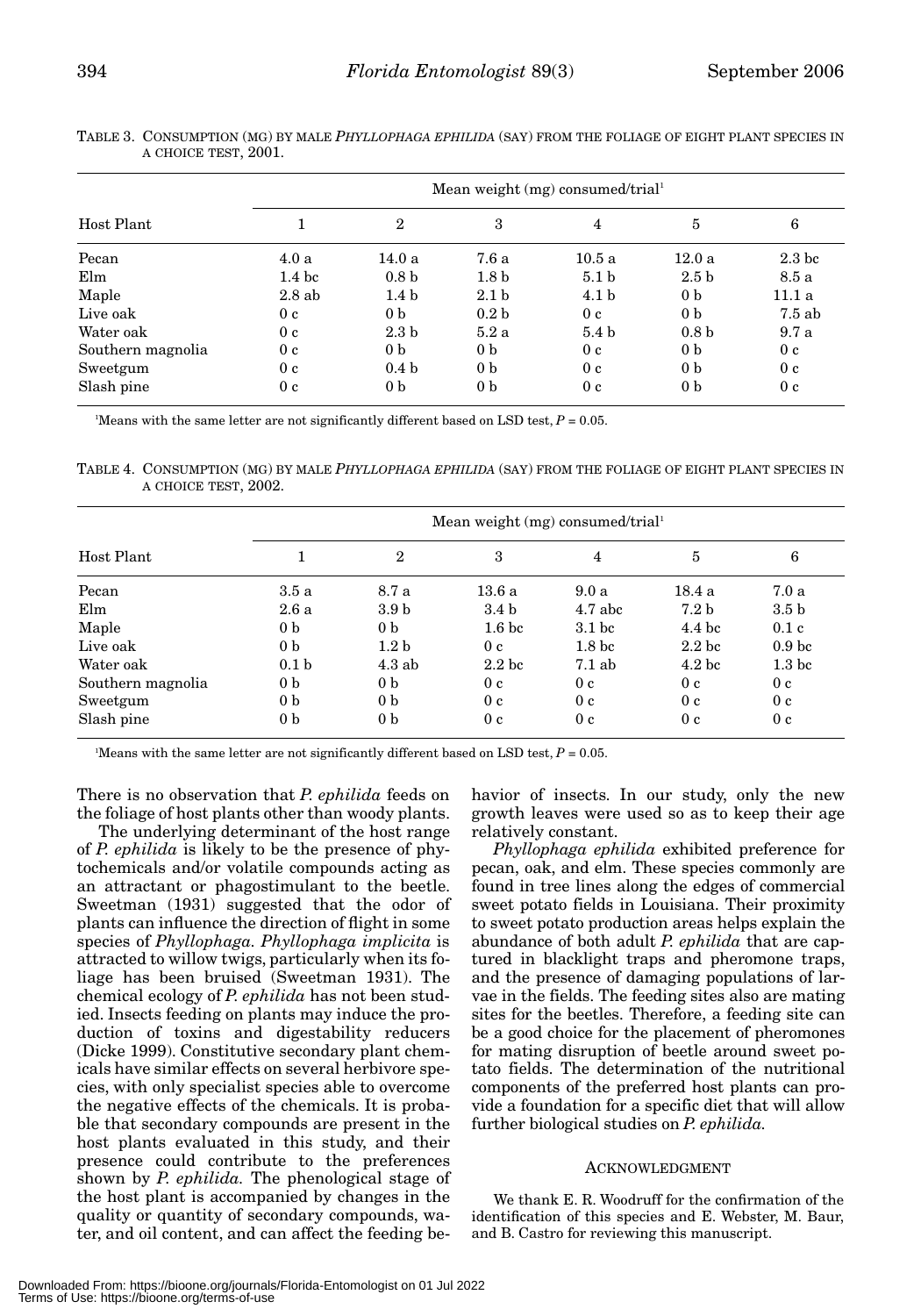TABLE 3. CONSUMPTION (MG) BY MALE *PHYLLOPHAGA EPHILIDA* (SAY) FROM THE FOLIAGE OF EIGHT PLANT SPECIES IN A CHOICE TEST, 2001.

| Host Plant | Mean weight (mg) consumed/trial[1] | | | | | |
|---|---|---|---|---|---|---|
| | 1 | 2 | 3 | 4 | 5 | 6 |
| Pecan | 4.0 a | 14.0 a | 7.6 a | 10.5 a | 12.0 a | 2.3 bc |
| Elm | 1.4 bc | 0.8 b | 1.8 b | 5.1 b | 2.5 b | 8.5 a |
| Maple | 2.8 ab | 1.4 b | 2.1 b | 4.1 b | 0 b | 11.1 a |
| Live oak | 0 c | 0 b | 0.2 b | 0 c | 0 b | 7.5 ab |
| Water oak | 0 c | 2.3 b | 5.2 a | 5.4 b | 0.8 b | 9.7 a |
| Southern magnolia | 0 c | 0 b | 0 b | 0 c | 0 b | 0 c |
| Sweetgum | 0 c | 0.4 b | 0 b | 0 c | 0 b | 0 c |
| Slash pine | 0 c | 0 b | 0 b | 0 c | 0 b | 0 c |

[1]Means with the same letter are not significantly different based on LSD test, $P = 0.05$.

TABLE 4. CONSUMPTION (MG) BY MALE *PHYLLOPHAGA EPHILIDA* (SAY) FROM THE FOLIAGE OF EIGHT PLANT SPECIES IN A CHOICE TEST, 2002.

| Host Plant | Mean weight (mg) consumed/trial[1] | | | | | |
|---|---|---|---|---|---|---|
| | 1 | 2 | 3 | 4 | 5 | 6 |
| Pecan | 3.5 a | 8.7 a | 13.6 a | 9.0 a | 18.4 a | 7.0 a |
| Elm | 2.6 a | 3.9 b | 3.4 b | 4.7 abc | 7.2 b | 3.5 b |
| Maple | 0 b | 0 b | 1.6 bc | 3.1 bc | 4.4 bc | 0.1 c |
| Live oak | 0 b | 1.2 b | 0 c | 1.8 bc | 2.2 bc | 0.9 bc |
| Water oak | 0.1 b | 4.3 ab | 2.2 bc | 7.1 ab | 4.2 bc | 1.3 bc |
| Southern magnolia | 0 b | 0 b | 0 c | 0 c | 0 c | 0 c |
| Sweetgum | 0 b | 0 b | 0 c | 0 c | 0 c | 0 c |
| Slash pine | 0 b | 0 b | 0 c | 0 c | 0 c | 0 c |

[1]Means with the same letter are not significantly different based on LSD test, $P = 0.05$.

There is no observation that *P. ephilida* feeds on the foliage of host plants other than woody plants.

The underlying determinant of the host range of *P. ephilida* is likely to be the presence of phytochemicals and/or volatile compounds acting as an attractant or phagostimulant to the beetle. Sweetman (1931) suggested that the odor of plants can influence the direction of flight in some species of *Phyllophaga*. *Phyllophaga implicita* is attracted to willow twigs, particularly when its foliage has been bruised (Sweetman 1931). The chemical ecology of *P. ephilida* has not been studied. Insects feeding on plants may induce the production of toxins and digestability reducers (Dicke 1999). Constitutive secondary plant chemicals have similar effects on several herbivore species, with only specialist species able to overcome the negative effects of the chemicals. It is probable that secondary compounds are present in the host plants evaluated in this study, and their presence could contribute to the preferences shown by *P. ephilida*. The phenological stage of the host plant is accompanied by changes in the quality or quantity of secondary compounds, water, and oil content, and can affect the feeding behavior of insects. In our study, only the new growth leaves were used so as to keep their age relatively constant.

*Phyllophaga ephilida* exhibited preference for pecan, oak, and elm. These species commonly are found in tree lines along the edges of commercial sweet potato fields in Louisiana. Their proximity to sweet potato production areas helps explain the abundance of both adult *P. ephilida* that are captured in blacklight traps and pheromone traps, and the presence of damaging populations of larvae in the fields. The feeding sites also are mating sites for the beetles. Therefore, a feeding site can be a good choice for the placement of pheromones for mating disruption of beetle around sweet potato fields. The determination of the nutritional components of the preferred host plants can provide a foundation for a specific diet that will allow further biological studies on *P. ephilida*.

## ACKNOWLEDGMENT

We thank E. R. Woodruff for the confirmation of the identification of this species and E. Webster, M. Baur, and B. Castro for reviewing this manuscript.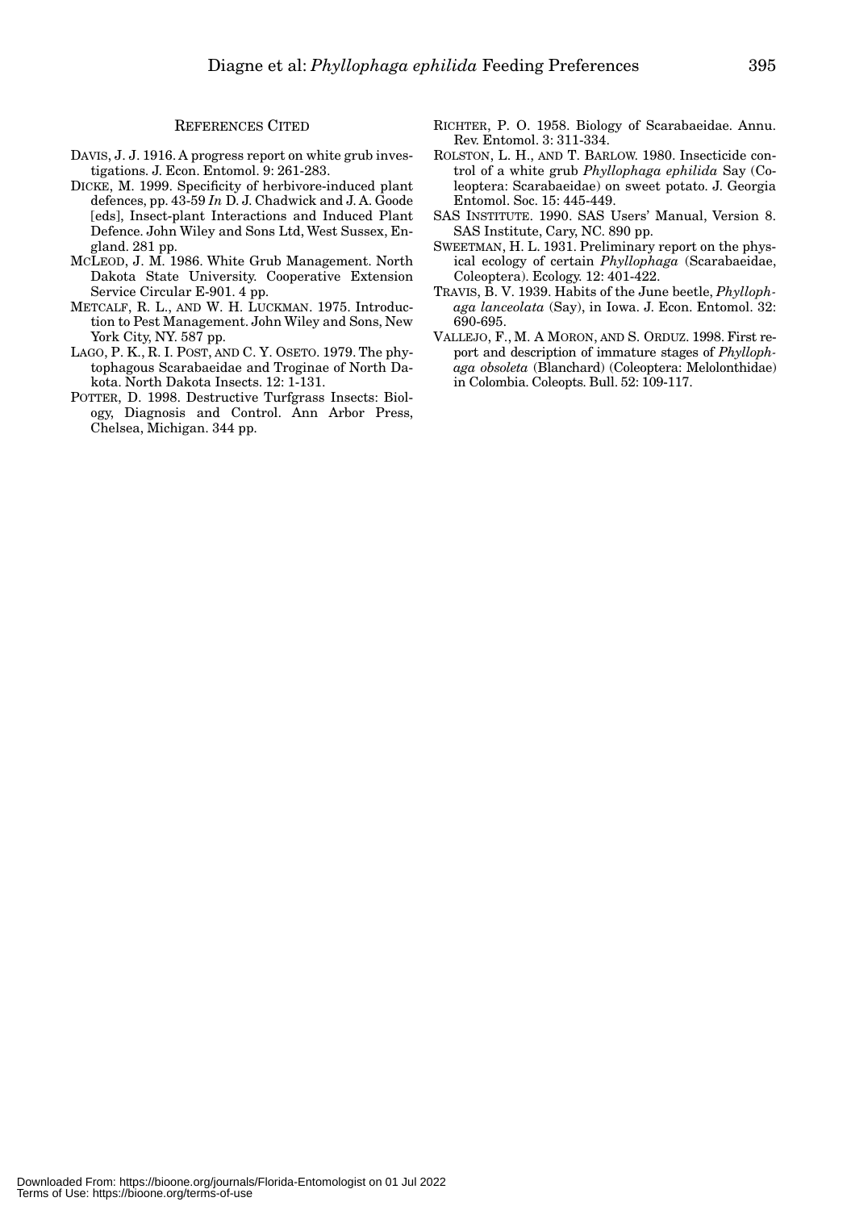## References Cited

DAVIS, J. J. 1916. A progress report on white grub investigations. J. Econ. Entomol. 9: 261-283.

DICKE, M. 1999. Specificity of herbivore-induced plant defences, pp. 43-59 *In* D. J. Chadwick and J. A. Goode [eds], Insect-plant Interactions and Induced Plant Defence. John Wiley and Sons Ltd, West Sussex, England. 281 pp.

MCLEOD, J. M. 1986. White Grub Management. North Dakota State University. Cooperative Extension Service Circular E-901. 4 pp.

METCALF, R. L., AND W. H. LUCKMAN. 1975. Introduction to Pest Management. John Wiley and Sons, New York City, NY. 587 pp.

LAGO, P. K., R. I. POST, AND C. Y. OSETO. 1979. The phytophagous Scarabaeidae and Troginae of North Dakota. North Dakota Insects. 12: 1-131.

POTTER, D. 1998. Destructive Turfgrass Insects: Biology, Diagnosis and Control. Ann Arbor Press, Chelsea, Michigan. 344 pp.

RICHTER, P. O. 1958. Biology of Scarabaeidae. Annu. Rev. Entomol. 3: 311-334.

ROLSTON, L. H., AND T. BARLOW. 1980. Insecticide control of a white grub *Phyllophaga ephilida* Say (Coleoptera: Scarabaeidae) on sweet potato. J. Georgia Entomol. Soc. 15: 445-449.

SAS INSTITUTE. 1990. SAS Users' Manual, Version 8. SAS Institute, Cary, NC. 890 pp.

SWEETMAN, H. L. 1931. Preliminary report on the physical ecology of certain *Phyllophaga* (Scarabaeidae, Coleoptera). Ecology. 12: 401-422.

TRAVIS, B. V. 1939. Habits of the June beetle, *Phyllophaga lanceolata* (Say), in Iowa. J. Econ. Entomol. 32: 690-695.

VALLEJO, F., M. A MORON, AND S. ORDUZ. 1998. First report and description of immature stages of *Phyllophaga obsoleta* (Blanchard) (Coleoptera: Melolonthidae) in Colombia. Coleopts. Bull. 52: 109-117.